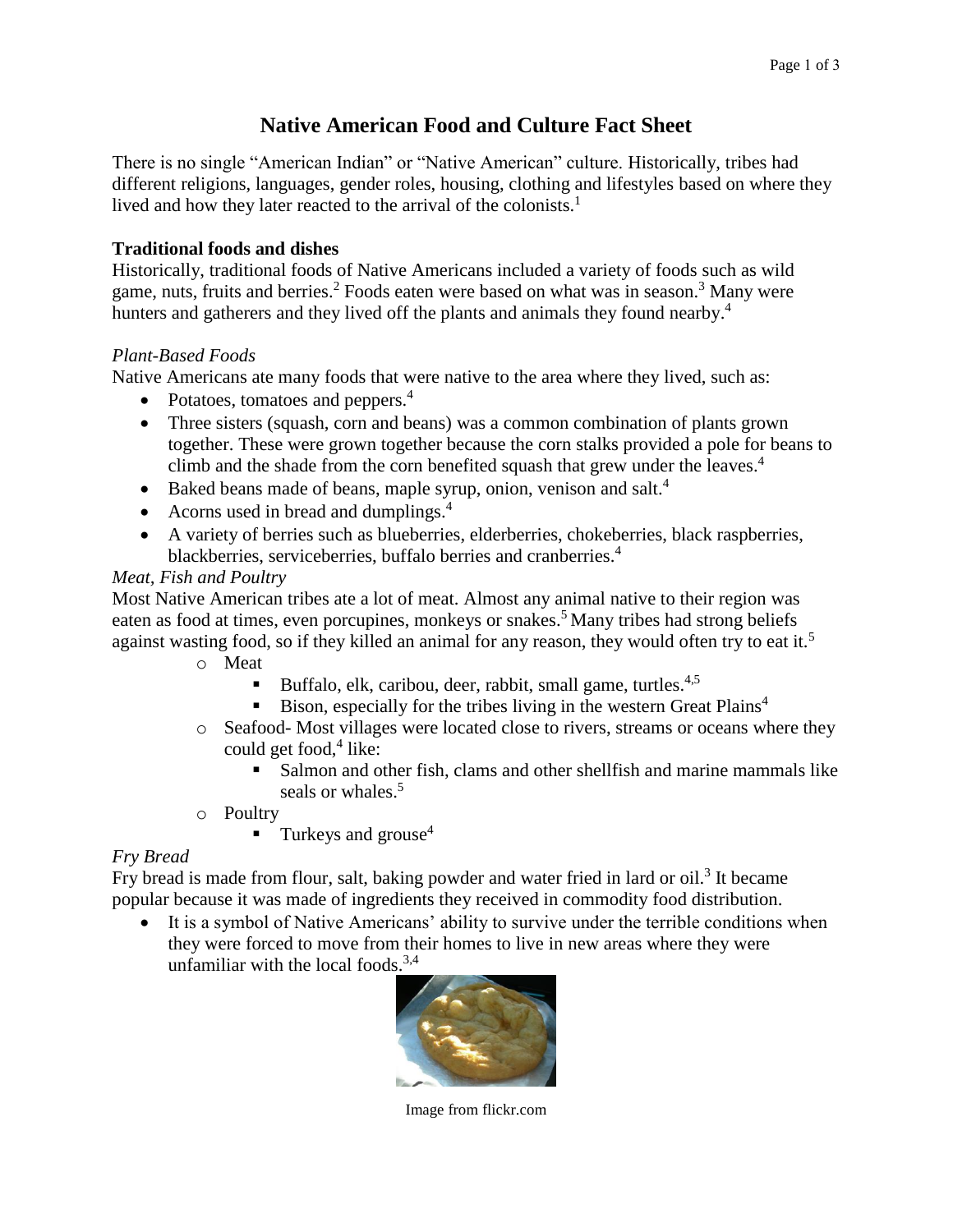# Native American Food and Culture Fact Sheet

There is no single "American Indian" or "Native American" culture. Historically, tribes had different religions, languages, gender roles, housing, clothing and lifestyles based on where they lived and how they later reacted to the arrival of the colonists.[1]

## Traditional foods and dishes

Historically, traditional foods of Native Americans included a variety of foods such as wild game, nuts, fruits and berries.[2] Foods eaten were based on what was in season.[3] Many were hunters and gatherers and they lived off the plants and animals they found nearby.[4]

### *Plant-Based Foods*

Native Americans ate many foods that were native to the area where they lived, such as:

- Potatoes, tomatoes and peppers.[4]
- Three sisters (squash, corn and beans) was a common combination of plants grown together. These were grown together because the corn stalks provided a pole for beans to climb and the shade from the corn benefited squash that grew under the leaves.[4]
- Baked beans made of beans, maple syrup, onion, venison and salt.[4]
- Acorns used in bread and dumplings.[4]
- A variety of berries such as blueberries, elderberries, chokeberries, black raspberries, blackberries, serviceberries, buffalo berries and cranberries.[4]

### *Meat, Fish and Poultry*

Most Native American tribes ate a lot of meat. Almost any animal native to their region was eaten as food at times, even porcupines, monkeys or snakes.[5] Many tribes had strong beliefs against wasting food, so if they killed an animal for any reason, they would often try to eat it.[5]

- Meat
  - Buffalo, elk, caribou, deer, rabbit, small game, turtles.[4,5]
  - Bison, especially for the tribes living in the western Great Plains[4]
- Seafood- Most villages were located close to rivers, streams or oceans where they could get food,[4] like:
  - Salmon and other fish, clams and other shellfish and marine mammals like seals or whales.[5]
- Poultry
  - Turkeys and grouse[4]

### *Fry Bread*

Fry bread is made from flour, salt, baking powder and water fried in lard or oil.[3] It became popular because it was made of ingredients they received in commodity food distribution.

- It is a symbol of Native Americans' ability to survive under the terrible conditions when they were forced to move from their homes to live in new areas where they were unfamiliar with the local foods.[3,4]

Image from flickr.com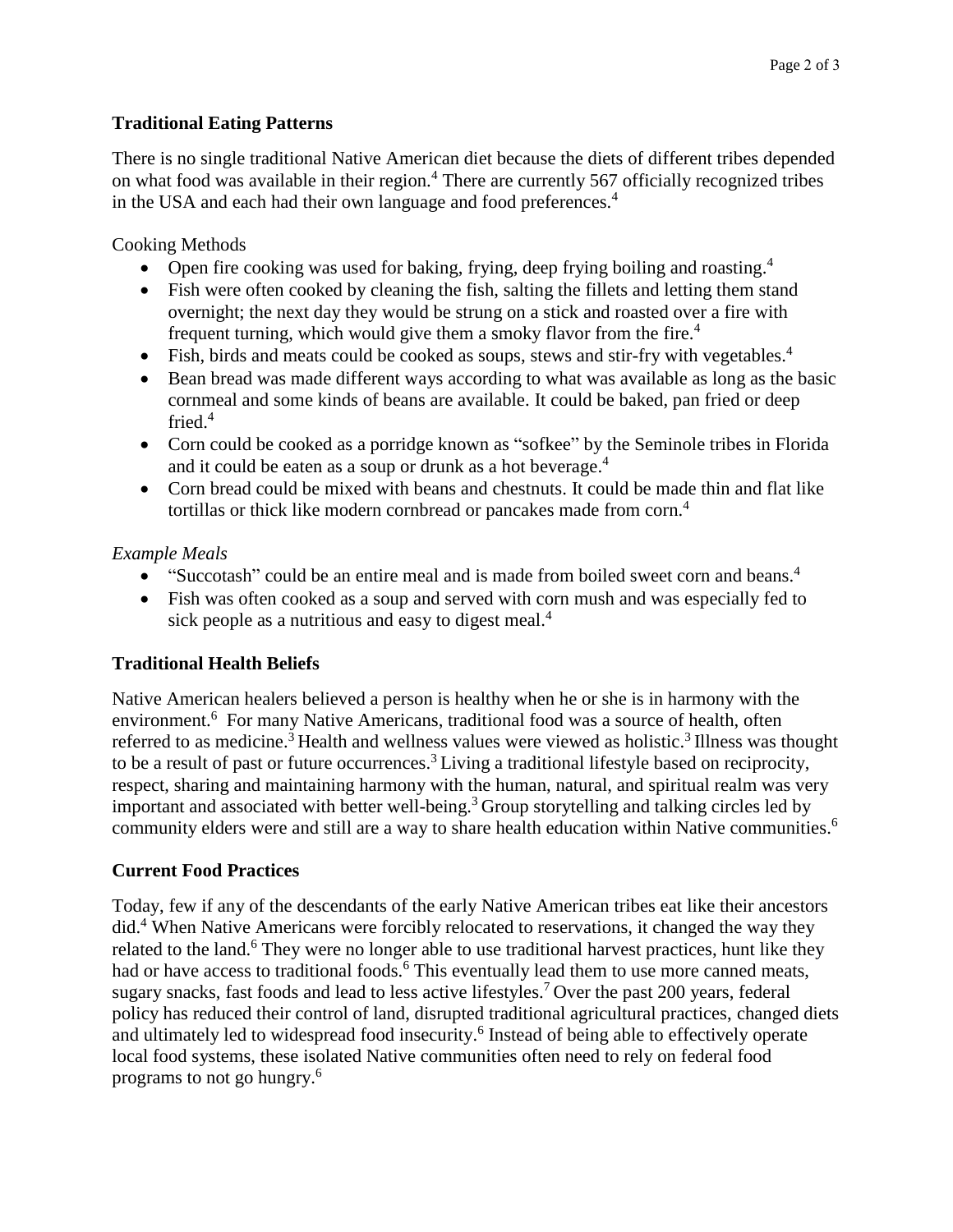## Traditional Eating Patterns

There is no single traditional Native American diet because the diets of different tribes depended on what food was available in their region.[4] There are currently 567 officially recognized tribes in the USA and each had their own language and food preferences.[4]

Cooking Methods

- Open fire cooking was used for baking, frying, deep frying boiling and roasting.[4]
- Fish were often cooked by cleaning the fish, salting the fillets and letting them stand overnight; the next day they would be strung on a stick and roasted over a fire with frequent turning, which would give them a smoky flavor from the fire.[4]
- Fish, birds and meats could be cooked as soups, stews and stir-fry with vegetables.[4]
- Bean bread was made different ways according to what was available as long as the basic cornmeal and some kinds of beans are available. It could be baked, pan fried or deep fried.[4]
- Corn could be cooked as a porridge known as "sofkee" by the Seminole tribes in Florida and it could be eaten as a soup or drunk as a hot beverage.[4]
- Corn bread could be mixed with beans and chestnuts. It could be made thin and flat like tortillas or thick like modern cornbread or pancakes made from corn.[4]

*Example Meals*

- "Succotash" could be an entire meal and is made from boiled sweet corn and beans.[4]
- Fish was often cooked as a soup and served with corn mush and was especially fed to sick people as a nutritious and easy to digest meal.[4]

## Traditional Health Beliefs

Native American healers believed a person is healthy when he or she is in harmony with the environment.[6] For many Native Americans, traditional food was a source of health, often referred to as medicine.[3] Health and wellness values were viewed as holistic.[3] Illness was thought to be a result of past or future occurrences.[3] Living a traditional lifestyle based on reciprocity, respect, sharing and maintaining harmony with the human, natural, and spiritual realm was very important and associated with better well-being.[3] Group storytelling and talking circles led by community elders were and still are a way to share health education within Native communities.[6]

## Current Food Practices

Today, few if any of the descendants of the early Native American tribes eat like their ancestors did.[4] When Native Americans were forcibly relocated to reservations, it changed the way they related to the land.[6] They were no longer able to use traditional harvest practices, hunt like they had or have access to traditional foods.[6] This eventually lead them to use more canned meats, sugary snacks, fast foods and lead to less active lifestyles.[7] Over the past 200 years, federal policy has reduced their control of land, disrupted traditional agricultural practices, changed diets and ultimately led to widespread food insecurity.[6] Instead of being able to effectively operate local food systems, these isolated Native communities often need to rely on federal food programs to not go hungry.[6]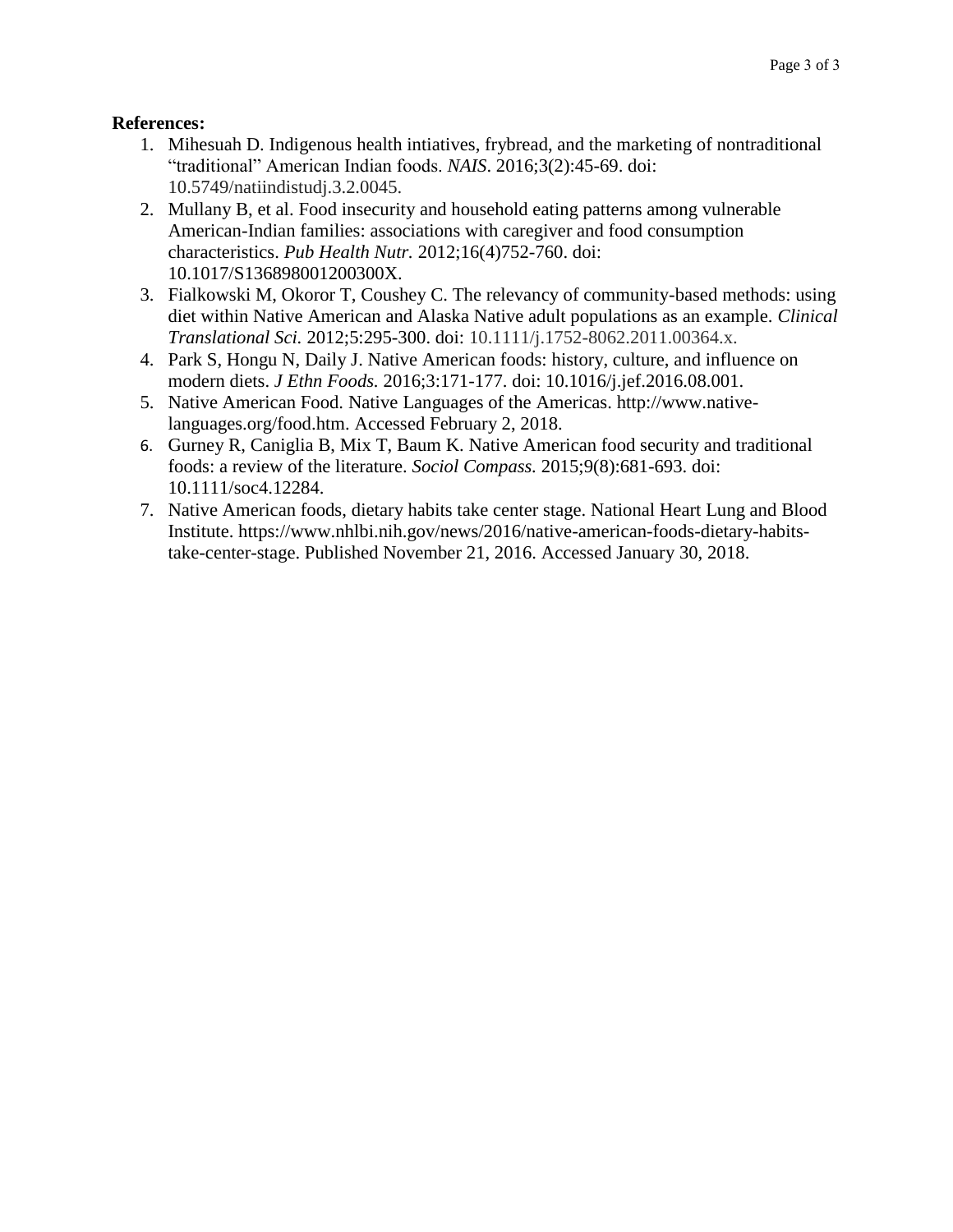**References:**

1. Mihesuah D. Indigenous health intiatives, frybread, and the marketing of nontraditional "traditional" American Indian foods. *NAIS*. 2016;3(2):45-69. doi: 10.5749/natiindistudj.3.2.0045.
2. Mullany B, et al. Food insecurity and household eating patterns among vulnerable American-Indian families: associations with caregiver and food consumption characteristics. *Pub Health Nutr.* 2012;16(4)752-760. doi: 10.1017/S136898001200300X.
3. Fialkowski M, Okoror T, Coushey C. The relevancy of community-based methods: using diet within Native American and Alaska Native adult populations as an example. *Clinical Translational Sci.* 2012;5:295-300. doi: 10.1111/j.1752-8062.2011.00364.x.
4. Park S, Hongu N, Daily J. Native American foods: history, culture, and influence on modern diets. *J Ethn Foods.* 2016;3:171-177. doi: 10.1016/j.jef.2016.08.001.
5. Native American Food. Native Languages of the Americas. http://www.native-languages.org/food.htm. Accessed February 2, 2018.
6. Gurney R, Caniglia B, Mix T, Baum K. Native American food security and traditional foods: a review of the literature. *Sociol Compass.* 2015;9(8):681-693. doi: 10.1111/soc4.12284.
7. Native American foods, dietary habits take center stage. National Heart Lung and Blood Institute. https://www.nhlbi.nih.gov/news/2016/native-american-foods-dietary-habits-take-center-stage. Published November 21, 2016. Accessed January 30, 2018.